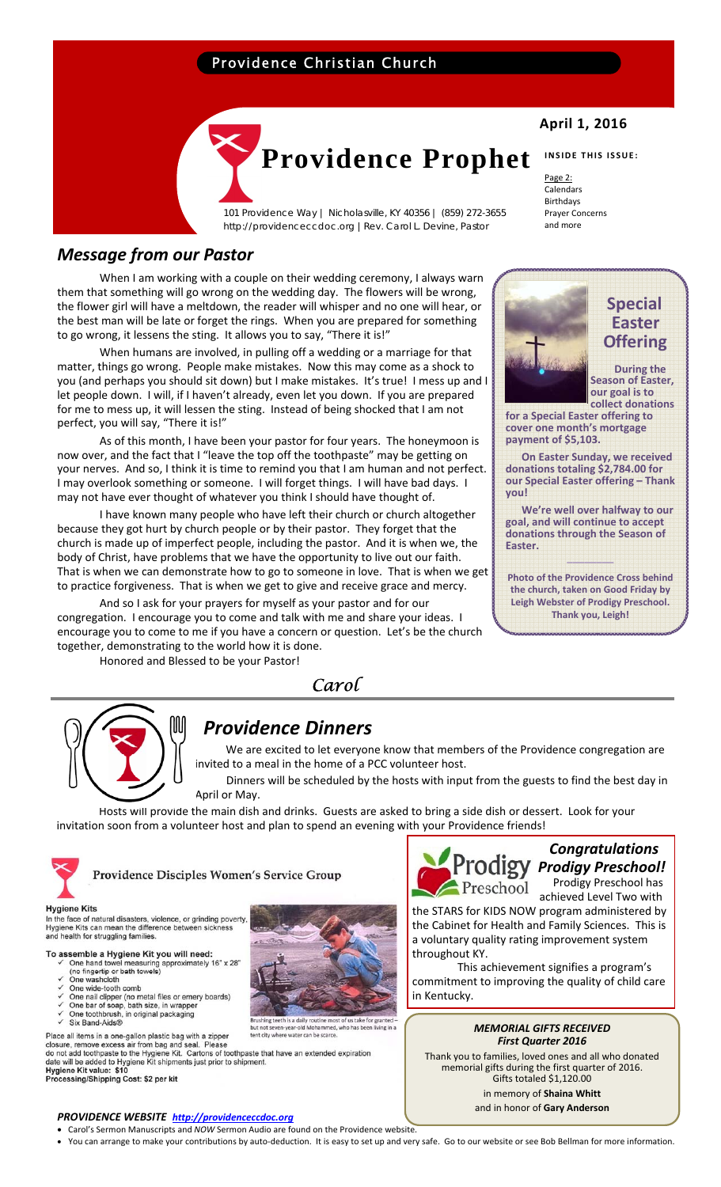Providence Christian Church

# Providence Prophet

101 Providence Way | Nicholasville, KY 40356 | (859) 272-3655
http://providenceccdoc.org | Rev. Carol L. Devine, Pastor

**April 1, 2016**

**INSIDE THIS ISSUE:**

Page 2:
Calendars
Birthdays
Prayer Concerns
and more

## *Message from our Pastor*

When I am working with a couple on their wedding ceremony, I always warn them that something will go wrong on the wedding day. The flowers will be wrong, the flower girl will have a meltdown, the reader will whisper and no one will hear, or the best man will be late or forget the rings. When you are prepared for something to go wrong, it lessens the sting. It allows you to say, "There it is!"

When humans are involved, in pulling off a wedding or a marriage for that matter, things go wrong. People make mistakes. Now this may come as a shock to you (and perhaps you should sit down) but I make mistakes. It's true! I mess up and I let people down. I will, if I haven't already, even let you down. If you are prepared for me to mess up, it will lessen the sting. Instead of being shocked that I am not perfect, you will say, "There it is!"

As of this month, I have been your pastor for four years. The honeymoon is now over, and the fact that I "leave the top off the toothpaste" may be getting on your nerves. And so, I think it is time to remind you that I am human and not perfect. I may overlook something or someone. I will forget things. I will have bad days. I may not have ever thought of whatever you think I should have thought of.

I have known many people who have left their church or church altogether because they got hurt by church people or by their pastor. They forget that the church is made up of imperfect people, including the pastor. And it is when we, the body of Christ, have problems that we have the opportunity to live out our faith. That is when we can demonstrate how to go to someone in love. That is when we get to practice forgiveness. That is when we get to give and receive grace and mercy.

And so I ask for your prayers for myself as your pastor and for our congregation. I encourage you to come and talk with me and share your ideas. I encourage you to come to me if you have a concern or question. Let's be the church together, demonstrating to the world how it is done.

Honored and Blessed to be your Pastor!

*Carol*

## Special Easter Offering

**During the Season of Easter, our goal is to collect donations for a Special Easter offering to cover one month's mortgage payment of $5,103.**

**On Easter Sunday, we received donations totaling $2,784.00 for our Special Easter offering – Thank you!**

**We're well over halfway to our goal, and will continue to accept donations through the Season of Easter.**

**Photo of the Providence Cross behind the church, taken on Good Friday by Leigh Webster of Prodigy Preschool. Thank you, Leigh!**

## *Providence Dinners*

We are excited to let everyone know that members of the Providence congregation are invited to a meal in the home of a PCC volunteer host.

Dinners will be scheduled by the hosts with input from the guests to find the best day in April or May.

Hosts will provide the main dish and drinks. Guests are asked to bring a side dish or dessert. Look for your invitation soon from a volunteer host and plan to spend an evening with your Providence friends!

### Providence Disciples Women's Service Group

**Hygiene Kits**

In the face of natural disasters, violence, or grinding poverty, Hygiene Kits can mean the difference between sickness and health for struggling families.

**To assemble a Hygiene Kit you will need:**

- One hand towel measuring approximately 16" x 28" (no fingertip or bath towels)
- One washcloth
- One wide-tooth comb
- One nail clipper (no metal files or emery boards)
- One bar of soap, bath size, in wrapper
- One toothbrush, in original packaging
- Six Band-Aids®

Brushing teeth is a daily routine most of us take for granted – but not seven-year-old Mohammed, who has been living in a tent city where water can be scarce.

Place all items in a one-gallon plastic bag with a zipper closure, remove excess air from bag and seal. Please do not add toothpaste to the Hygiene Kit. Cartons of toothpaste that have an extended expiration date will be added to Hygiene Kit shipments just prior to shipment.

**Hygiene Kit value: $10**
**Processing/Shipping Cost: $2 per kit**

## *Congratulations Prodigy Preschool!*

Prodigy Preschool has achieved Level Two with the STARS for KIDS NOW program administered by the Cabinet for Health and Family Sciences. This is a voluntary quality rating improvement system throughout KY.

This achievement signifies a program's commitment to improving the quality of child care in Kentucky.

### *MEMORIAL GIFTS RECEIVED First Quarter 2016*

Thank you to families, loved ones and all who donated memorial gifts during the first quarter of 2016. Gifts totaled $1,120.00 in memory of **Shaina Whitt** and in honor of **Gary Anderson**

### *PROVIDENCE WEBSITE http://providenceccdoc.org*

- Carol's Sermon Manuscripts and *NOW* Sermon Audio are found on the Providence website.
- You can arrange to make your contributions by auto-deduction. It is easy to set up and very safe. Go to our website or see Bob Bellman for more information.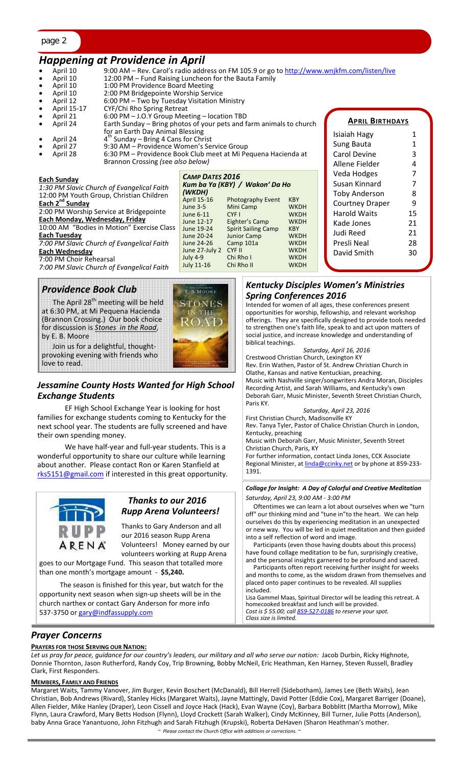## *Happening at Providence in April*

- April 10 — 9:00 AM – Rev. Carol's radio address on FM 105.9 or go to http://www.wnjkfm.com/listen/live
- April 10 — 12:00 PM – Fund Raising Luncheon for the Bauta Family
- April 10 — 1:00 PM Providence Board Meeting
- April 10 — 2:00 PM Bridgepointe Worship Service
- April 12 — 6:00 PM – Two by Tuesday Visitation Ministry
- April 15-17 — CYF/Chi Rho Spring Retreat
- April 21 — 6:00 PM – J.O.Y Group Meeting – location TBD
- April 24 — Earth Sunday – Bring photos of your pets and farm animals to church for an Earth Day Animal Blessing
- April 24 — 4th Sunday – Bring 4 Cans for Christ
- April 27 — 9:30 AM – Providence Women's Service Group
- April 28 — 6:30 PM – Providence Book Club meet at Mi Pequena Hacienda at Brannon Crossing *(see also below)*

**Each Sunday**
*1:30 PM Slavic Church of Evangelical Faith*
12:00 PM Youth Group, Christian Children
**Each 2nd Sunday**
2:00 PM Worship Service at Bridgepointe
**Each Monday, Wednesday, Friday**
10:00 AM "Bodies in Motion" Exercise Class
**Each Tuesday**
*7:00 PM Slavic Church of Evangelical Faith*
**Each Wednesday**
7:00 PM Choir Rehearsal
*7:00 PM Slavic Church of Evangelical Faith*

***CAMP DATES 2016***
***Kum ba Ya (KBY) / Wakon' Da Ho (WKDH)***

| | | |
|---|---|---|
| April 15-16 | Photography Event | KBY |
| June 3-5 | Mini Camp | WKDH |
| June 6-11 | CYF I | WKDH |
| June 12-17 | Eighter's Camp | WKDH |
| June 19-24 | Spirit Sailing Camp | KBY |
| June 20-24 | Junior Camp | WKDH |
| June 24-26 | Camp 101a | WKDH |
| June 27-July 2 | CYF II | WKDH |
| July 4-9 | Chi Rho I | WKDH |
| July 11-16 | Chi Rho II | WKDH |

**APRIL BIRTHDAYS**

| | |
|---|---|
| Isiaiah Hagy | 1 |
| Sung Bauta | 1 |
| Carol Devine | 3 |
| Allene Fielder | 4 |
| Veda Hodges | 7 |
| Susan Kinnard | 7 |
| Toby Anderson | 8 |
| Courtney Draper | 9 |
| Harold Waits | 15 |
| Kade Jones | 21 |
| Judi Reed | 21 |
| Presli Neal | 28 |
| David Smith | 30 |

### *Providence Book Club*

The April 28th meeting will be held at 6:30 PM, at Mi Pequena Hacienda (Brannon Crossing.) Our book choice for discussion is *Stones in the Road*, by E. B. Moore

Join us for a delightful, thought-provoking evening with friends who love to read.

### *Jessamine County Hosts Wanted for High School Exchange Students*

EF High School Exchange Year is looking for host families for exchange students coming to Kentucky for the next school year. The students are fully screened and have their own spending money.

We have half-year and full-year students. This is a wonderful opportunity to share our culture while learning about another. Please contact Ron or Karen Stanfield at rks5151@gmail.com if interested in this great opportunity.

### *Thanks to our 2016 Rupp Arena Volunteers!*

Thanks to Gary Anderson and all our 2016 season Rupp Arena Volunteers! Money earned by our volunteers working at Rupp Arena goes to our Mortgage Fund. This season that totalled more than one month's mortgage amount - **$5,240.**

The season is finished for this year, but watch for the opportunity next season when sign-up sheets will be in the church narthex or contact Gary Anderson for more info 537-3750 or gary@indfassupply.com

### *Kentucky Disciples Women's Ministries Spring Conferences 2016*

Intended for women of all ages, these conferences present opportunities for worship, fellowship, and relevant workshop offerings. They are specifically designed to provide tools needed to strengthen one's faith life, speak to and act upon matters of social justice, and increase knowledge and understanding of biblical teachings.

*Saturday, April 16, 2016*

Crestwood Christian Church, Lexington KY
Rev. Erin Wathen, Pastor of St. Andrew Christian Church in Olathe, Kansas and native Kentuckian, preaching.
Music with Nashville singer/songwriters Andra Moran, Disciples Recording Artist, and Sarah Williams, and Kentucky's own Deborah Garr, Music Minister, Seventh Street Christian Church, Paris KY.

*Saturday, April 23, 2016*

First Christian Church, Madisonville KY
Rev. Tanya Tyler, Pastor of Chalice Christian Church in London, Kentucky, preaching
Music with Deborah Garr, Music Minister, Seventh Street Christian Church, Paris, KY
For further information, contact Linda Jones, CCK Associate Regional Minister, at linda@ccinky.net or by phone at 859-233-1391.

#### *Collage for Insight: A Day of Colorful and Creative Meditation*

*Saturday, April 23, 9:00 AM - 3:00 PM*

Oftentimes we can learn a lot about ourselves when we "turn off" our thinking mind and "tune in"to the heart. We can help ourselves do this by experiencing meditation in an unexpected or new way. You will be led in quiet meditation and then guided into a self reflection of word and image.

Participants (even those having doubts about this process) have found collage meditation to be fun, surprisingly creative, and the personal insights garnered to be profound and sacred.

Participants often report receiving further insight for weeks and months to come, as the wisdom drawn from themselves and placed onto paper continues to be revealed. All supplies included.

Lisa Gammel Maas, Spiritual Director will be leading this retreat. A homecooked breakfast and lunch will be provided.
*Cost is $ 55.00; call 859-527-0186 to reserve your spot.*
*Class size is limited.*

## *Prayer Concerns*

**PRAYERS FOR THOSE SERVING OUR NATION:**

*Let us pray for peace, guidance for our country's leaders, our military and all who serve our nation:* Jacob Durbin, Ricky Highnote, Donnie Thornton, Jason Rutherford, Randy Coy, Trip Browning, Bobby McNeil, Eric Heathman, Ken Harney, Steven Russell, Bradley Clark, First Responders.

**MEMBERS, FAMILY AND FRIENDS**

Margaret Waits, Tammy Vanover, Jim Burger, Kevin Boschert (McDanald), Bill Herrell (Sidebotham), James Lee (Beth Waits), Jean Christian, Bob Andrews (Rivard), Stanley Hicks (Margaret Waits), Jayne Mattingly, David Potter (Eddie Cox), Margaret Barriger (Doane), Allen Fielder, Mike Hanley (Draper), Leon Cissell and Joyce Hack (Hack), Evan Wayne (Coy), Barbara Bobblitt (Martha Morrow), Mike Flynn, Laura Crawford, Mary Betts Hodson (Flynn), Lloyd Crockett (Sarah Walker), Cindy McKinney, Bill Turner, Julie Potts (Anderson), baby Anna Grace Yanantuono, John Fitzhugh and Sarah Fitzhugh (Krupski), Roberta DeHaven (Sharon Heathman's mother.

*~ Please contact the Church Office with additions or corrections. ~*